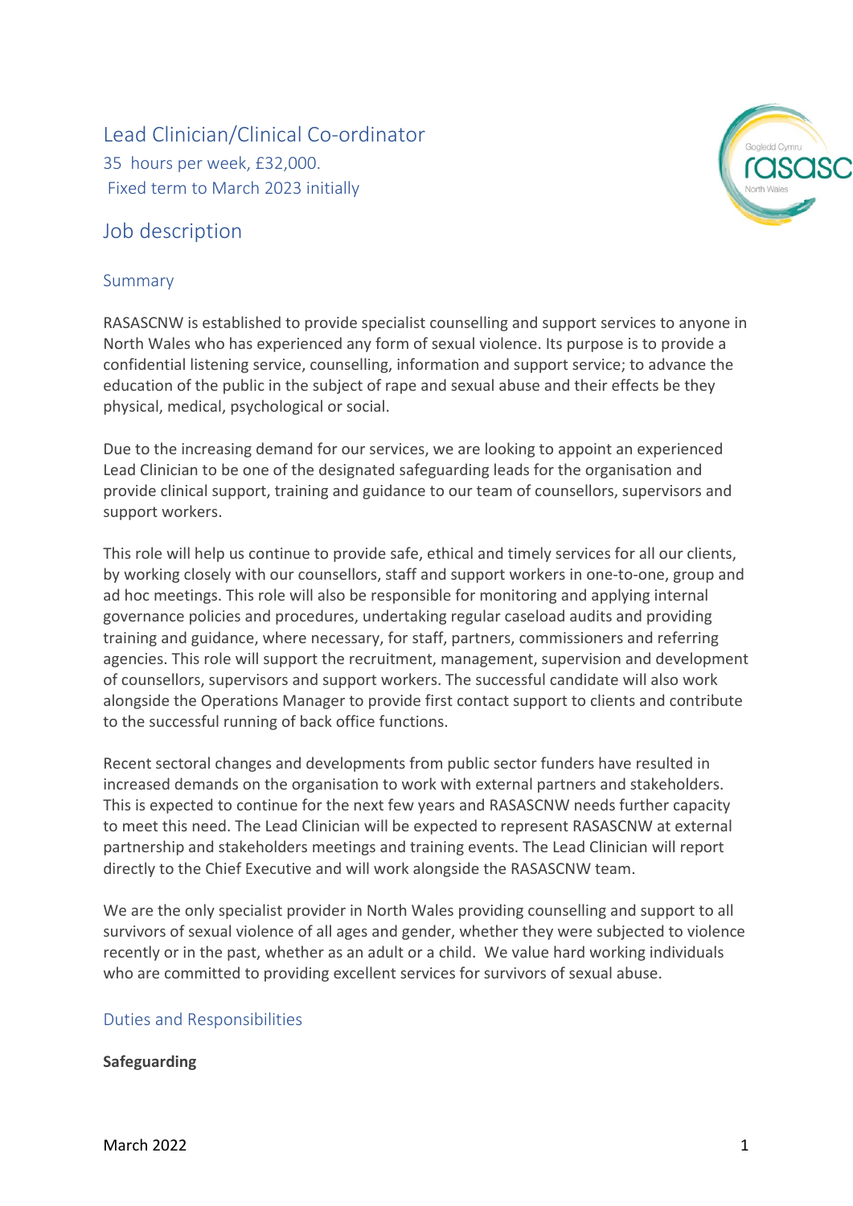# Lead Clinician/Clinical Co-ordinator

35 hours per week, £32,000.
Fixed term to March 2023 initially

## Job description

### Summary

RASASCNW is established to provide specialist counselling and support services to anyone in North Wales who has experienced any form of sexual violence. Its purpose is to provide a confidential listening service, counselling, information and support service; to advance the education of the public in the subject of rape and sexual abuse and their effects be they physical, medical, psychological or social.

Due to the increasing demand for our services, we are looking to appoint an experienced Lead Clinician to be one of the designated safeguarding leads for the organisation and provide clinical support, training and guidance to our team of counsellors, supervisors and support workers.

This role will help us continue to provide safe, ethical and timely services for all our clients, by working closely with our counsellors, staff and support workers in one-to-one, group and ad hoc meetings. This role will also be responsible for monitoring and applying internal governance policies and procedures, undertaking regular caseload audits and providing training and guidance, where necessary, for staff, partners, commissioners and referring agencies. This role will support the recruitment, management, supervision and development of counsellors, supervisors and support workers. The successful candidate will also work alongside the Operations Manager to provide first contact support to clients and contribute to the successful running of back office functions.

Recent sectoral changes and developments from public sector funders have resulted in increased demands on the organisation to work with external partners and stakeholders. This is expected to continue for the next few years and RASASCNW needs further capacity to meet this need. The Lead Clinician will be expected to represent RASASCNW at external partnership and stakeholders meetings and training events. The Lead Clinician will report directly to the Chief Executive and will work alongside the RASASCNW team.

We are the only specialist provider in North Wales providing counselling and support to all survivors of sexual violence of all ages and gender, whether they were subjected to violence recently or in the past, whether as an adult or a child. We value hard working individuals who are committed to providing excellent services for survivors of sexual abuse.

### Duties and Responsibilities

**Safeguarding**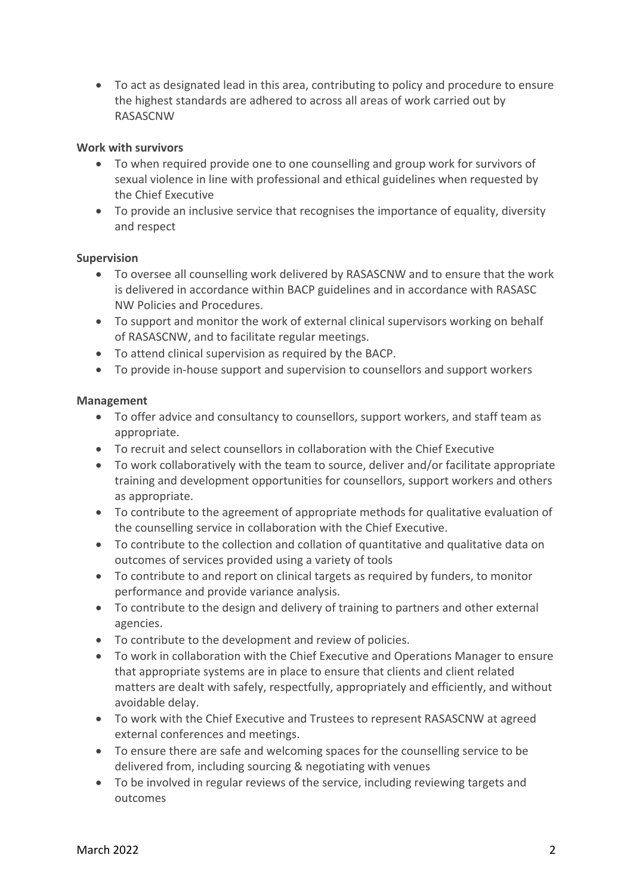- To act as designated lead in this area, contributing to policy and procedure to ensure the highest standards are adhered to across all areas of work carried out by RASASCNW

**Work with survivors**

- To when required provide one to one counselling and group work for survivors of sexual violence in line with professional and ethical guidelines when requested by the Chief Executive
- To provide an inclusive service that recognises the importance of equality, diversity and respect

**Supervision**

- To oversee all counselling work delivered by RASASCNW and to ensure that the work is delivered in accordance within BACP guidelines and in accordance with RASASC NW Policies and Procedures.
- To support and monitor the work of external clinical supervisors working on behalf of RASASCNW, and to facilitate regular meetings.
- To attend clinical supervision as required by the BACP.
- To provide in-house support and supervision to counsellors and support workers

**Management**

- To offer advice and consultancy to counsellors, support workers, and staff team as appropriate.
- To recruit and select counsellors in collaboration with the Chief Executive
- To work collaboratively with the team to source, deliver and/or facilitate appropriate training and development opportunities for counsellors, support workers and others as appropriate.
- To contribute to the agreement of appropriate methods for qualitative evaluation of the counselling service in collaboration with the Chief Executive.
- To contribute to the collection and collation of quantitative and qualitative data on outcomes of services provided using a variety of tools
- To contribute to and report on clinical targets as required by funders, to monitor performance and provide variance analysis.
- To contribute to the design and delivery of training to partners and other external agencies.
- To contribute to the development and review of policies.
- To work in collaboration with the Chief Executive and Operations Manager to ensure that appropriate systems are in place to ensure that clients and client related matters are dealt with safely, respectfully, appropriately and efficiently, and without avoidable delay.
- To work with the Chief Executive and Trustees to represent RASASCNW at agreed external conferences and meetings.
- To ensure there are safe and welcoming spaces for the counselling service to be delivered from, including sourcing & negotiating with venues
- To be involved in regular reviews of the service, including reviewing targets and outcomes

March 2022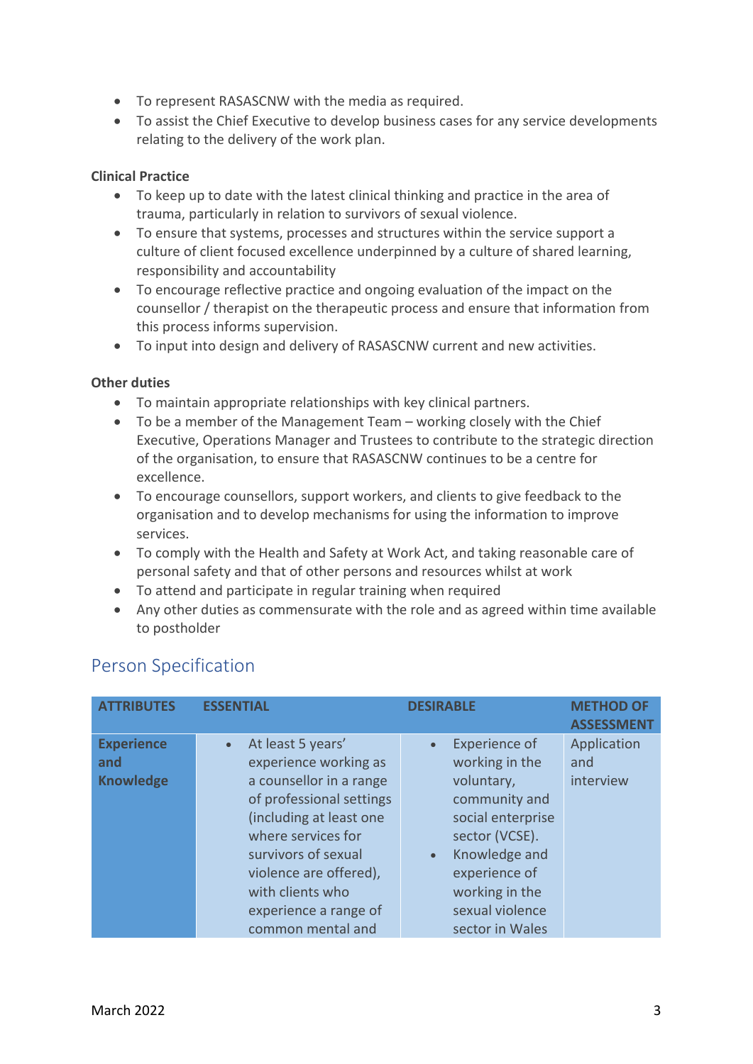- To represent RASASCNW with the media as required.
- To assist the Chief Executive to develop business cases for any service developments relating to the delivery of the work plan.

**Clinical Practice**

- To keep up to date with the latest clinical thinking and practice in the area of trauma, particularly in relation to survivors of sexual violence.
- To ensure that systems, processes and structures within the service support a culture of client focused excellence underpinned by a culture of shared learning, responsibility and accountability
- To encourage reflective practice and ongoing evaluation of the impact on the counsellor / therapist on the therapeutic process and ensure that information from this process informs supervision.
- To input into design and delivery of RASASCNW current and new activities.

**Other duties**

- To maintain appropriate relationships with key clinical partners.
- To be a member of the Management Team – working closely with the Chief Executive, Operations Manager and Trustees to contribute to the strategic direction of the organisation, to ensure that RASASCNW continues to be a centre for excellence.
- To encourage counsellors, support workers, and clients to give feedback to the organisation and to develop mechanisms for using the information to improve services.
- To comply with the Health and Safety at Work Act, and taking reasonable care of personal safety and that of other persons and resources whilst at work
- To attend and participate in regular training when required
- Any other duties as commensurate with the role and as agreed within time available to postholder

## Person Specification

| ATTRIBUTES | ESSENTIAL | DESIRABLE | METHOD OF ASSESSMENT |
|---|---|---|---|
| **Experience and Knowledge** | • At least 5 years' experience working as a counsellor in a range of professional settings (including at least one where services for survivors of sexual violence are offered), with clients who experience a range of common mental and | • Experience of working in the voluntary, community and social enterprise sector (VCSE).<br>• Knowledge and experience of working in the sexual violence sector in Wales | Application and interview |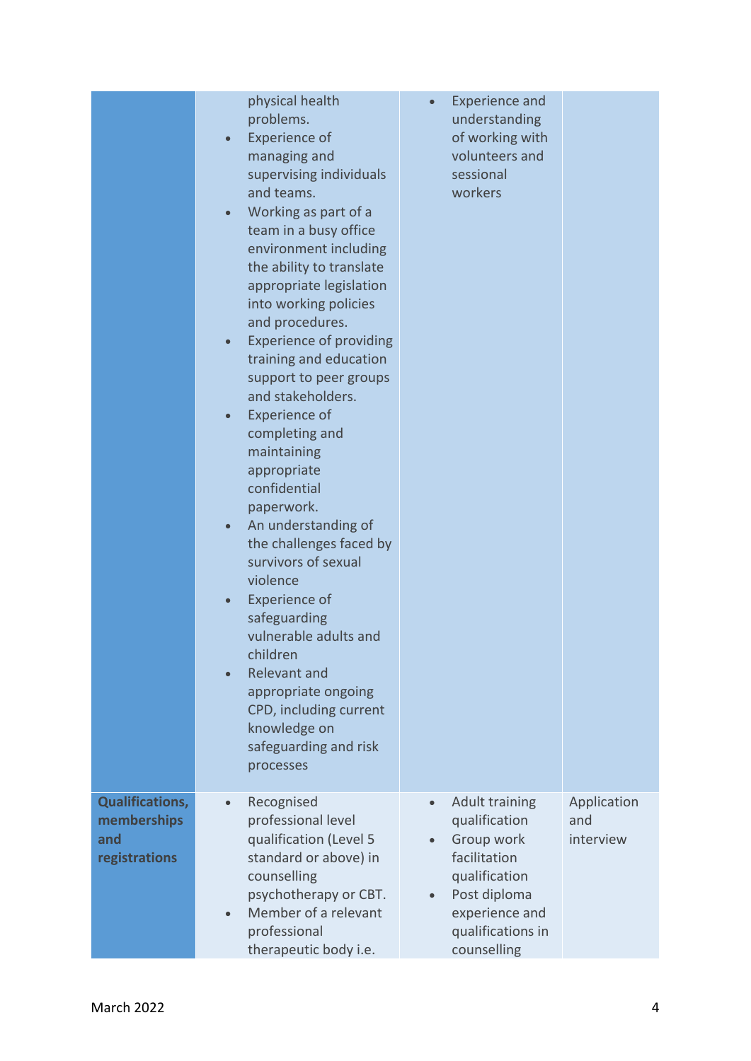| | | | |
|---|---|---|---|
| | physical health problems.<br>• Experience of managing and supervising individuals and teams.<br>• Working as part of a team in a busy office environment including the ability to translate appropriate legislation into working policies and procedures.<br>• Experience of providing training and education support to peer groups and stakeholders.<br>• Experience of completing and maintaining appropriate confidential paperwork.<br>• An understanding of the challenges faced by survivors of sexual violence<br>• Experience of safeguarding vulnerable adults and children<br>• Relevant and appropriate ongoing CPD, including current knowledge on safeguarding and risk processes | • Experience and understanding of working with volunteers and sessional workers | |
| **Qualifications, memberships and registrations** | • Recognised professional level qualification (Level 5 standard or above) in counselling psychotherapy or CBT.<br>• Member of a relevant professional therapeutic body i.e. | • Adult training qualification<br>• Group work facilitation qualification<br>• Post diploma experience and qualifications in counselling | Application and interview |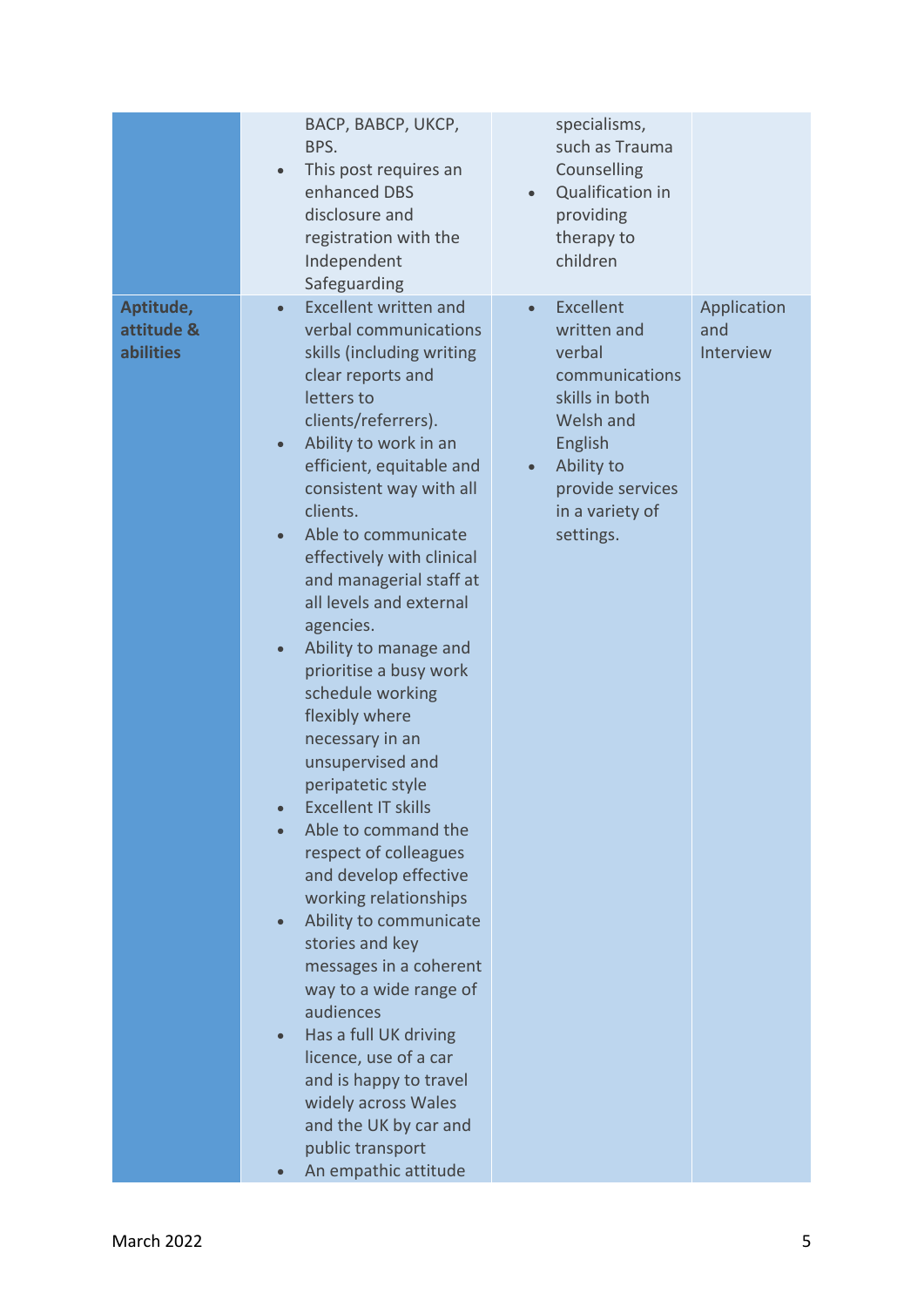| | | | |
|---|---|---|---|
| | BACP, BABCP, UKCP, BPS.<br>• This post requires an enhanced DBS disclosure and registration with the Independent Safeguarding | specialisms, such as Trauma Counselling<br>• Qualification in providing therapy to children | |
| **Aptitude, attitude & abilities** | • Excellent written and verbal communications skills (including writing clear reports and letters to clients/referrers).<br>• Ability to work in an efficient, equitable and consistent way with all clients.<br>• Able to communicate effectively with clinical and managerial staff at all levels and external agencies.<br>• Ability to manage and prioritise a busy work schedule working flexibly where necessary in an unsupervised and peripatetic style<br>• Excellent IT skills<br>• Able to command the respect of colleagues and develop effective working relationships<br>• Ability to communicate stories and key messages in a coherent way to a wide range of audiences<br>• Has a full UK driving licence, use of a car and is happy to travel widely across Wales and the UK by car and public transport<br>• An empathic attitude | • Excellent written and verbal communications skills in both Welsh and English<br>• Ability to provide services in a variety of settings. | Application and Interview |

March 2022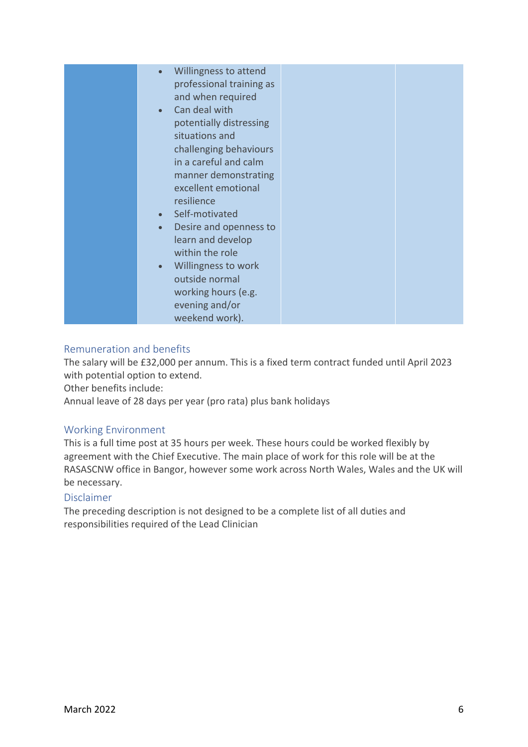| | | | |
|---|---|---|---|
| | • Willingness to attend professional training as and when required<br>• Can deal with potentially distressing situations and challenging behaviours in a careful and calm manner demonstrating excellent emotional resilience<br>• Self-motivated<br>• Desire and openness to learn and develop within the role<br>• Willingness to work outside normal working hours (e.g. evening and/or weekend work). | | |

## Remuneration and benefits

The salary will be £32,000 per annum. This is a fixed term contract funded until April 2023 with potential option to extend.
Other benefits include:
Annual leave of 28 days per year (pro rata) plus bank holidays

## Working Environment

This is a full time post at 35 hours per week. These hours could be worked flexibly by agreement with the Chief Executive. The main place of work for this role will be at the RASASCNW office in Bangor, however some work across North Wales, Wales and the UK will be necessary.

## Disclaimer

The preceding description is not designed to be a complete list of all duties and responsibilities required of the Lead Clinician